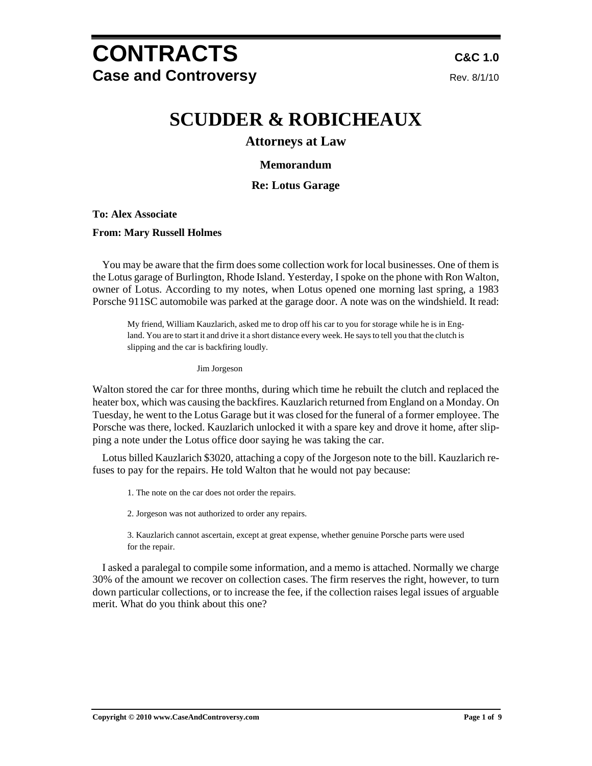# CONTRACTS

## Case and Controversy

C&C 1.0

Rev. 8/1/10

# SCUDDER & ROBICHEAUX

### Attorneys at Law

### Memorandum

### Re: Lotus Garage

**To: Alex Associate**

**From: Mary Russell Holmes**

You may be aware that the firm does some collection work for local businesses. One of them is the Lotus garage of Burlington, Rhode Island. Yesterday, I spoke on the phone with Ron Walton, owner of Lotus. According to my notes, when Lotus opened one morning last spring, a 1983 Porsche 911SC automobile was parked at the garage door. A note was on the windshield. It read:

> My friend, William Kauzlarich, asked me to drop off his car to you for storage while he is in England. You are to start it and drive it a short distance every week. He says to tell you that the clutch is slipping and the car is backfiring loudly.
>
> Jim Jorgeson

Walton stored the car for three months, during which time he rebuilt the clutch and replaced the heater box, which was causing the backfires. Kauzlarich returned from England on a Monday. On Tuesday, he went to the Lotus Garage but it was closed for the funeral of a former employee. The Porsche was there, locked. Kauzlarich unlocked it with a spare key and drove it home, after slipping a note under the Lotus office door saying he was taking the car.

Lotus billed Kauzlarich $3020, attaching a copy of the Jorgeson note to the bill. Kauzlarich refuses to pay for the repairs. He told Walton that he would not pay because:

> 1. The note on the car does not order the repairs.
>
> 2. Jorgeson was not authorized to order any repairs.
>
> 3. Kauzlarich cannot ascertain, except at great expense, whether genuine Porsche parts were used for the repair.

I asked a paralegal to compile some information, and a memo is attached. Normally we charge 30% of the amount we recover on collection cases. The firm reserves the right, however, to turn down particular collections, or to increase the fee, if the collection raises legal issues of arguable merit. What do you think about this one?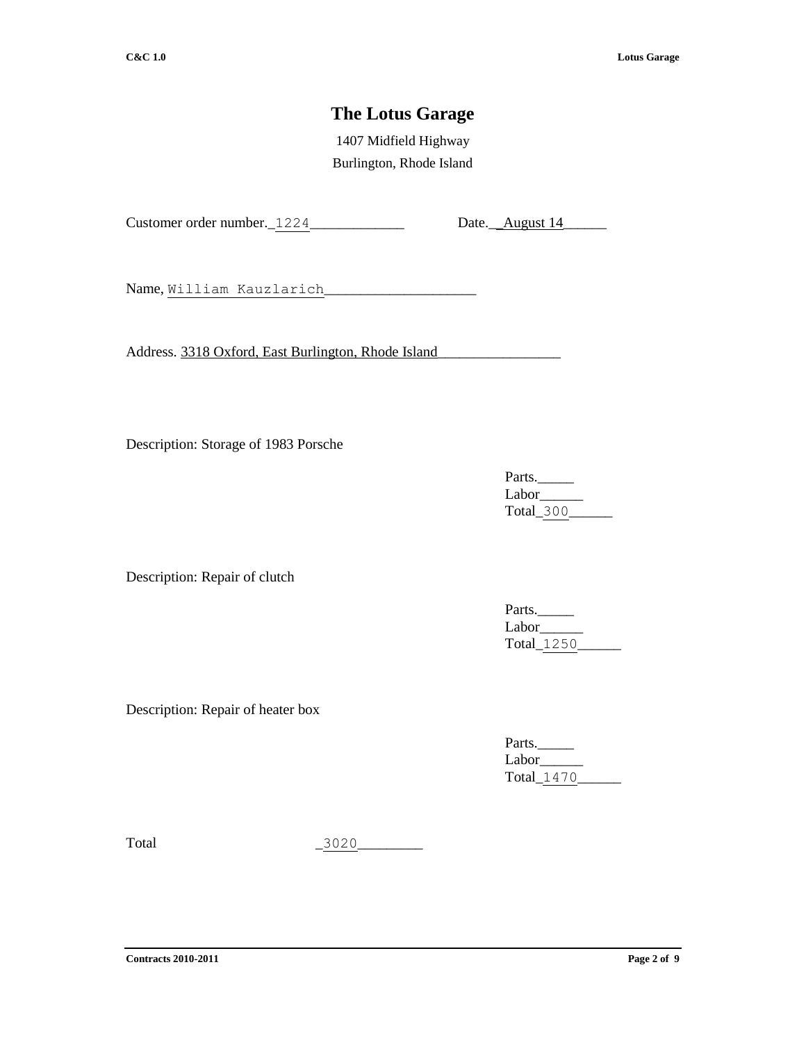# The Lotus Garage

1407 Midfield Highway

Burlington, Rhode Island

Customer order number._1224_____________ Date.__August 14______

Name, William Kauzlarich____________________

Address. 3318 Oxford, East Burlington, Rhode Island_________________

Description: Storage of 1983 Porsche

Parts._____
Labor______
Total_300______

Description: Repair of clutch

Parts._____
Labor______
Total_1250______

Description: Repair of heater box

Parts._____
Labor______
Total_1470______

Total _3020_________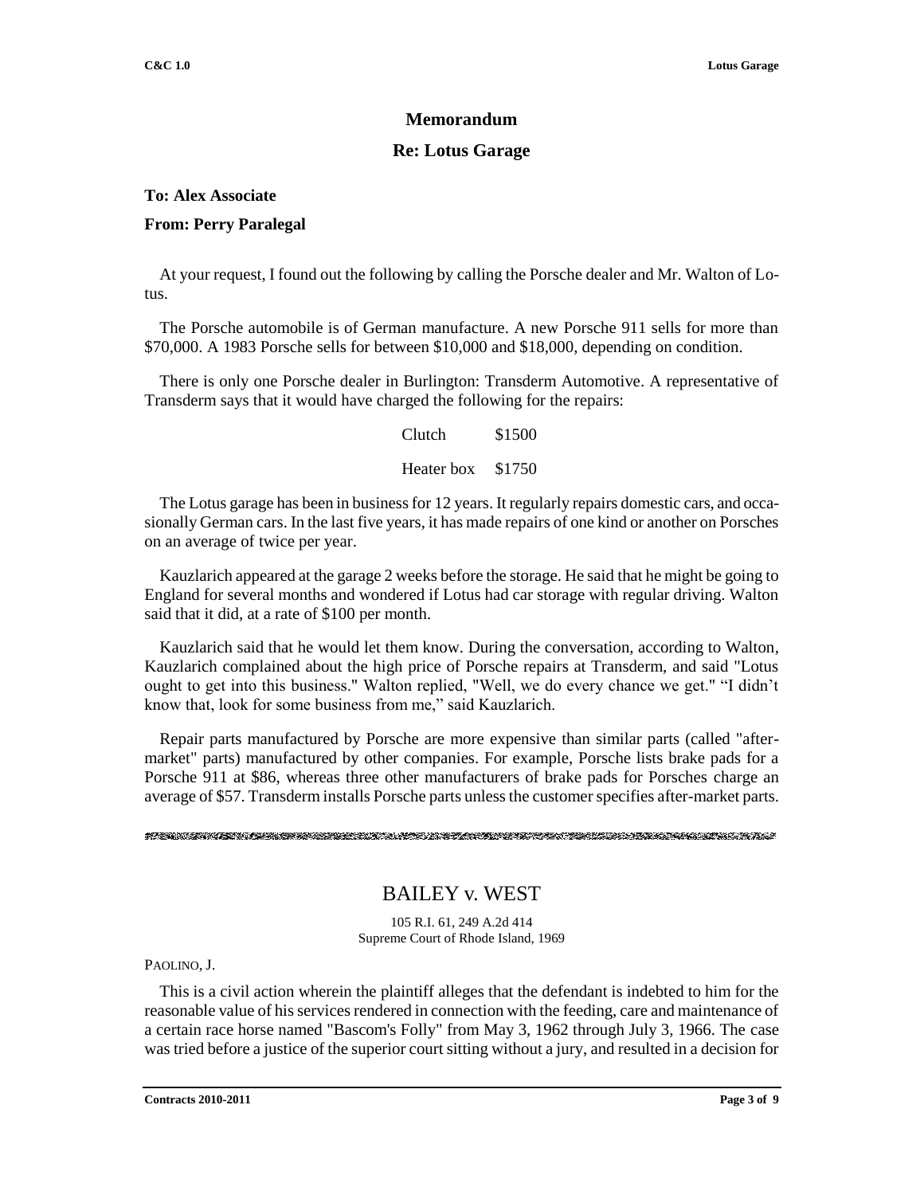# Memorandum

## Re: Lotus Garage

**To: Alex Associate**

**From: Perry Paralegal**

At your request, I found out the following by calling the Porsche dealer and Mr. Walton of Lotus.

The Porsche automobile is of German manufacture. A new Porsche 911 sells for more than $70,000. A 1983 Porsche sells for between $10,000 and $18,000, depending on condition.

There is only one Porsche dealer in Burlington: Transderm Automotive. A representative of Transderm says that it would have charged the following for the repairs:

| | |
|---|---|
| Clutch | $1500 |
| Heater box | $1750 |

The Lotus garage has been in business for 12 years. It regularly repairs domestic cars, and occasionally German cars. In the last five years, it has made repairs of one kind or another on Porsches on an average of twice per year.

Kauzlarich appeared at the garage 2 weeks before the storage. He said that he might be going to England for several months and wondered if Lotus had car storage with regular driving. Walton said that it did, at a rate of $100 per month.

Kauzlarich said that he would let them know. During the conversation, according to Walton, Kauzlarich complained about the high price of Porsche repairs at Transderm, and said "Lotus ought to get into this business." Walton replied, "Well, we do every chance we get." "I didn't know that, look for some business from me," said Kauzlarich.

Repair parts manufactured by Porsche are more expensive than similar parts (called "after-market" parts) manufactured by other companies. For example, Porsche lists brake pads for a Porsche 911 at $86, whereas three other manufacturers of brake pads for Porsches charge an average of $57. Transderm installs Porsche parts unless the customer specifies after-market parts.

---

# BAILEY v. WEST

105 R.I. 61, 249 A.2d 414
Supreme Court of Rhode Island, 1969

PAOLINO, J.

This is a civil action wherein the plaintiff alleges that the defendant is indebted to him for the reasonable value of his services rendered in connection with the feeding, care and maintenance of a certain race horse named "Bascom's Folly" from May 3, 1962 through July 3, 1966. The case was tried before a justice of the superior court sitting without a jury, and resulted in a decision for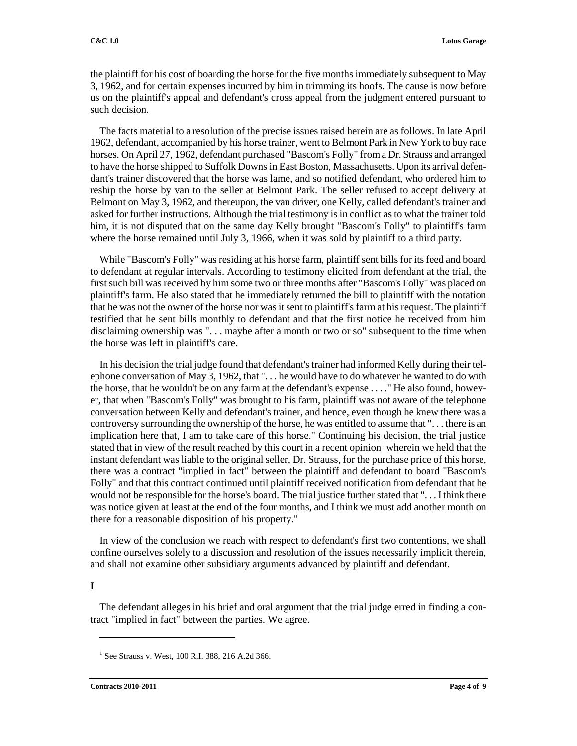the plaintiff for his cost of boarding the horse for the five months immediately subsequent to May 3, 1962, and for certain expenses incurred by him in trimming its hoofs. The cause is now before us on the plaintiff's appeal and defendant's cross appeal from the judgment entered pursuant to such decision.

The facts material to a resolution of the precise issues raised herein are as follows. In late April 1962, defendant, accompanied by his horse trainer, went to Belmont Park in New York to buy race horses. On April 27, 1962, defendant purchased "Bascom's Folly" from a Dr. Strauss and arranged to have the horse shipped to Suffolk Downs in East Boston, Massachusetts. Upon its arrival defendant's trainer discovered that the horse was lame, and so notified defendant, who ordered him to reship the horse by van to the seller at Belmont Park. The seller refused to accept delivery at Belmont on May 3, 1962, and thereupon, the van driver, one Kelly, called defendant's trainer and asked for further instructions. Although the trial testimony is in conflict as to what the trainer told him, it is not disputed that on the same day Kelly brought "Bascom's Folly" to plaintiff's farm where the horse remained until July 3, 1966, when it was sold by plaintiff to a third party.

While "Bascom's Folly" was residing at his horse farm, plaintiff sent bills for its feed and board to defendant at regular intervals. According to testimony elicited from defendant at the trial, the first such bill was received by him some two or three months after "Bascom's Folly" was placed on plaintiff's farm. He also stated that he immediately returned the bill to plaintiff with the notation that he was not the owner of the horse nor was it sent to plaintiff's farm at his request. The plaintiff testified that he sent bills monthly to defendant and that the first notice he received from him disclaiming ownership was ". . . maybe after a month or two or so" subsequent to the time when the horse was left in plaintiff's care.

In his decision the trial judge found that defendant's trainer had informed Kelly during their telephone conversation of May 3, 1962, that ". . . he would have to do whatever he wanted to do with the horse, that he wouldn't be on any farm at the defendant's expense . . . ." He also found, however, that when "Bascom's Folly" was brought to his farm, plaintiff was not aware of the telephone conversation between Kelly and defendant's trainer, and hence, even though he knew there was a controversy surrounding the ownership of the horse, he was entitled to assume that ". . . there is an implication here that, I am to take care of this horse." Continuing his decision, the trial justice stated that in view of the result reached by this court in a recent opinion[1] wherein we held that the instant defendant was liable to the original seller, Dr. Strauss, for the purchase price of this horse, there was a contract "implied in fact" between the plaintiff and defendant to board "Bascom's Folly" and that this contract continued until plaintiff received notification from defendant that he would not be responsible for the horse's board. The trial justice further stated that ". . . I think there was notice given at least at the end of the four months, and I think we must add another month on there for a reasonable disposition of his property."

In view of the conclusion we reach with respect to defendant's first two contentions, we shall confine ourselves solely to a discussion and resolution of the issues necessarily implicit therein, and shall not examine other subsidiary arguments advanced by plaintiff and defendant.

## I

The defendant alleges in his brief and oral argument that the trial judge erred in finding a contract "implied in fact" between the parties. We agree.

[1] See Strauss v. West, 100 R.I. 388, 216 A.2d 366.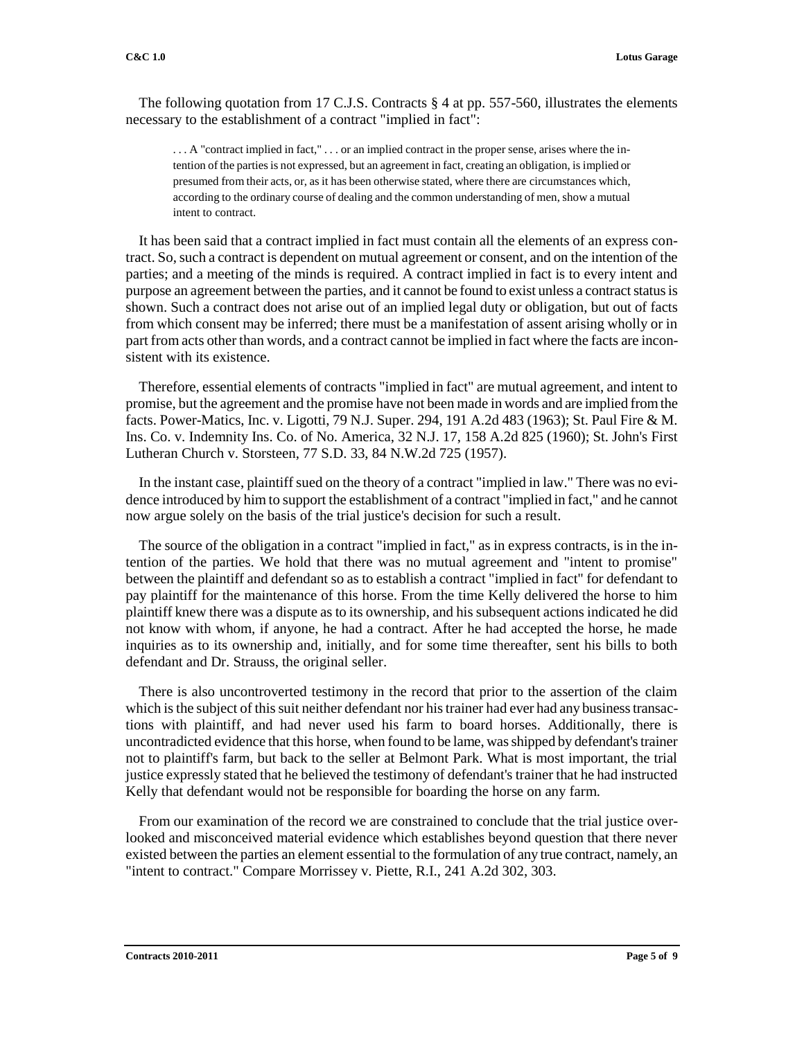The following quotation from 17 C.J.S. Contracts § 4 at pp. 557-560, illustrates the elements necessary to the establishment of a contract "implied in fact":

> . . . A "contract implied in fact," . . . or an implied contract in the proper sense, arises where the intention of the parties is not expressed, but an agreement in fact, creating an obligation, is implied or presumed from their acts, or, as it has been otherwise stated, where there are circumstances which, according to the ordinary course of dealing and the common understanding of men, show a mutual intent to contract.

It has been said that a contract implied in fact must contain all the elements of an express contract. So, such a contract is dependent on mutual agreement or consent, and on the intention of the parties; and a meeting of the minds is required. A contract implied in fact is to every intent and purpose an agreement between the parties, and it cannot be found to exist unless a contract status is shown. Such a contract does not arise out of an implied legal duty or obligation, but out of facts from which consent may be inferred; there must be a manifestation of assent arising wholly or in part from acts other than words, and a contract cannot be implied in fact where the facts are inconsistent with its existence.

Therefore, essential elements of contracts "implied in fact" are mutual agreement, and intent to promise, but the agreement and the promise have not been made in words and are implied from the facts. Power-Matics, Inc. v. Ligotti, 79 N.J. Super. 294, 191 A.2d 483 (1963); St. Paul Fire & M. Ins. Co. v. Indemnity Ins. Co. of No. America, 32 N.J. 17, 158 A.2d 825 (1960); St. John's First Lutheran Church v. Storsteen, 77 S.D. 33, 84 N.W.2d 725 (1957).

In the instant case, plaintiff sued on the theory of a contract "implied in law." There was no evidence introduced by him to support the establishment of a contract "implied in fact," and he cannot now argue solely on the basis of the trial justice's decision for such a result.

The source of the obligation in a contract "implied in fact," as in express contracts, is in the intention of the parties. We hold that there was no mutual agreement and "intent to promise" between the plaintiff and defendant so as to establish a contract "implied in fact" for defendant to pay plaintiff for the maintenance of this horse. From the time Kelly delivered the horse to him plaintiff knew there was a dispute as to its ownership, and his subsequent actions indicated he did not know with whom, if anyone, he had a contract. After he had accepted the horse, he made inquiries as to its ownership and, initially, and for some time thereafter, sent his bills to both defendant and Dr. Strauss, the original seller.

There is also uncontroverted testimony in the record that prior to the assertion of the claim which is the subject of this suit neither defendant nor his trainer had ever had any business transactions with plaintiff, and had never used his farm to board horses. Additionally, there is uncontradicted evidence that this horse, when found to be lame, was shipped by defendant's trainer not to plaintiff's farm, but back to the seller at Belmont Park. What is most important, the trial justice expressly stated that he believed the testimony of defendant's trainer that he had instructed Kelly that defendant would not be responsible for boarding the horse on any farm.

From our examination of the record we are constrained to conclude that the trial justice overlooked and misconceived material evidence which establishes beyond question that there never existed between the parties an element essential to the formulation of any true contract, namely, an "intent to contract." Compare Morrissey v. Piette, R.I., 241 A.2d 302, 303.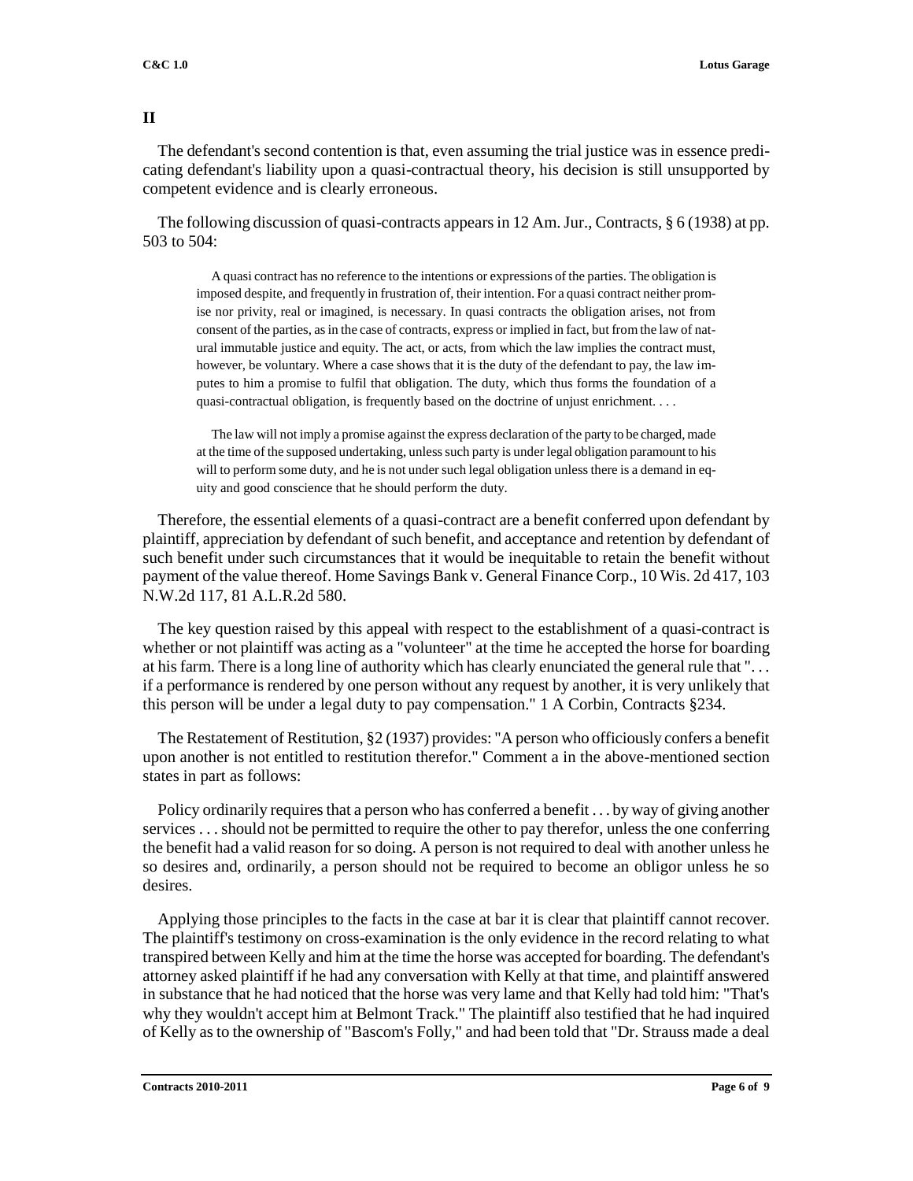## II

The defendant's second contention is that, even assuming the trial justice was in essence predicating defendant's liability upon a quasi-contractual theory, his decision is still unsupported by competent evidence and is clearly erroneous.

The following discussion of quasi-contracts appears in 12 Am. Jur., Contracts, § 6 (1938) at pp. 503 to 504:

> A quasi contract has no reference to the intentions or expressions of the parties. The obligation is imposed despite, and frequently in frustration of, their intention. For a quasi contract neither promise nor privity, real or imagined, is necessary. In quasi contracts the obligation arises, not from consent of the parties, as in the case of contracts, express or implied in fact, but from the law of natural immutable justice and equity. The act, or acts, from which the law implies the contract must, however, be voluntary. Where a case shows that it is the duty of the defendant to pay, the law imputes to him a promise to fulfil that obligation. The duty, which thus forms the foundation of a quasi-contractual obligation, is frequently based on the doctrine of unjust enrichment. . . .
>
> The law will not imply a promise against the express declaration of the party to be charged, made at the time of the supposed undertaking, unless such party is under legal obligation paramount to his will to perform some duty, and he is not under such legal obligation unless there is a demand in equity and good conscience that he should perform the duty.

Therefore, the essential elements of a quasi-contract are a benefit conferred upon defendant by plaintiff, appreciation by defendant of such benefit, and acceptance and retention by defendant of such benefit under such circumstances that it would be inequitable to retain the benefit without payment of the value thereof. Home Savings Bank v. General Finance Corp., 10 Wis. 2d 417, 103 N.W.2d 117, 81 A.L.R.2d 580.

The key question raised by this appeal with respect to the establishment of a quasi-contract is whether or not plaintiff was acting as a "volunteer" at the time he accepted the horse for boarding at his farm. There is a long line of authority which has clearly enunciated the general rule that ". . . if a performance is rendered by one person without any request by another, it is very unlikely that this person will be under a legal duty to pay compensation." 1 A Corbin, Contracts §234.

The Restatement of Restitution, §2 (1937) provides: "A person who officiously confers a benefit upon another is not entitled to restitution therefor." Comment a in the above-mentioned section states in part as follows:

Policy ordinarily requires that a person who has conferred a benefit . . . by way of giving another services . . . should not be permitted to require the other to pay therefor, unless the one conferring the benefit had a valid reason for so doing. A person is not required to deal with another unless he so desires and, ordinarily, a person should not be required to become an obligor unless he so desires.

Applying those principles to the facts in the case at bar it is clear that plaintiff cannot recover. The plaintiff's testimony on cross-examination is the only evidence in the record relating to what transpired between Kelly and him at the time the horse was accepted for boarding. The defendant's attorney asked plaintiff if he had any conversation with Kelly at that time, and plaintiff answered in substance that he had noticed that the horse was very lame and that Kelly had told him: "That's why they wouldn't accept him at Belmont Track." The plaintiff also testified that he had inquired of Kelly as to the ownership of "Bascom's Folly," and had been told that "Dr. Strauss made a deal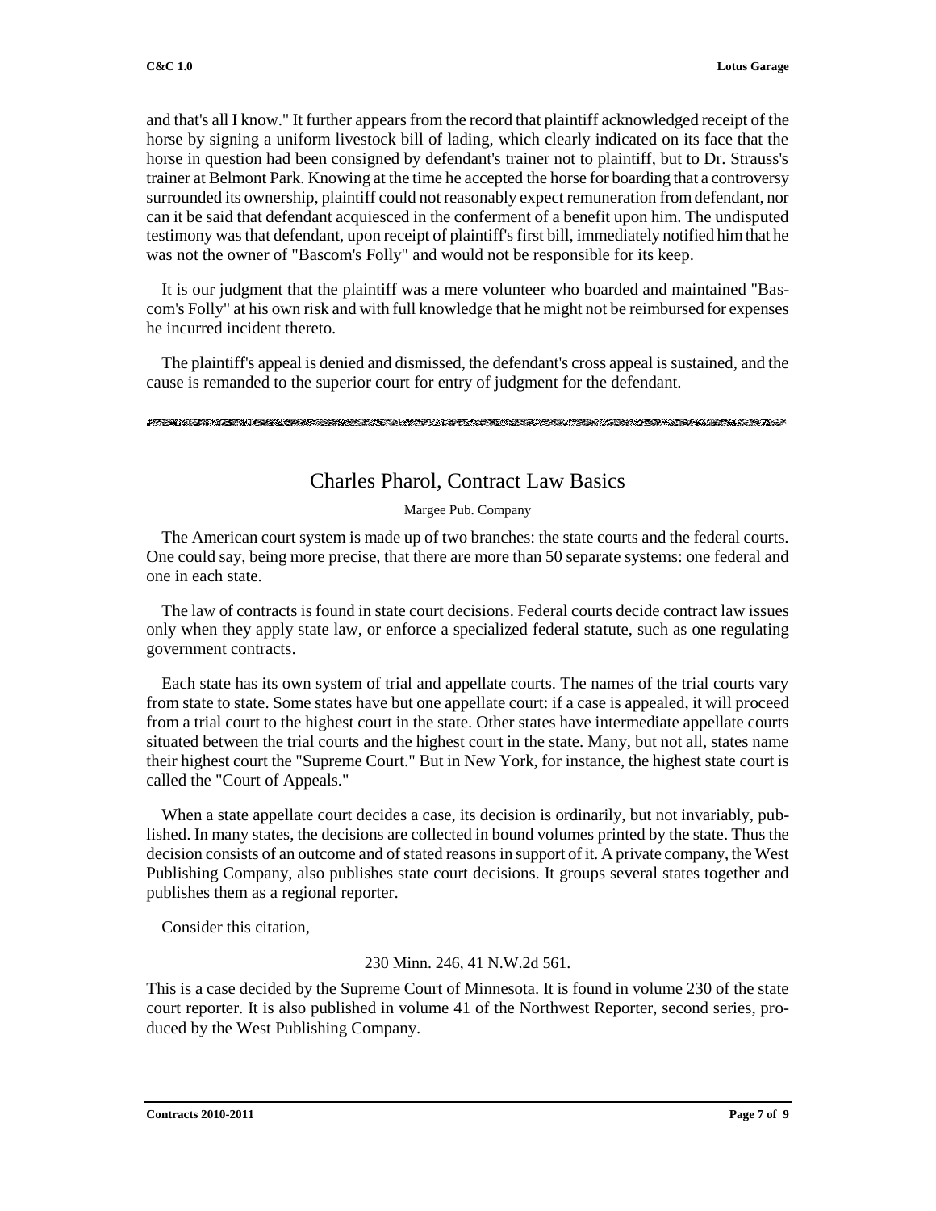and that's all I know." It further appears from the record that plaintiff acknowledged receipt of the horse by signing a uniform livestock bill of lading, which clearly indicated on its face that the horse in question had been consigned by defendant's trainer not to plaintiff, but to Dr. Strauss's trainer at Belmont Park. Knowing at the time he accepted the horse for boarding that a controversy surrounded its ownership, plaintiff could not reasonably expect remuneration from defendant, nor can it be said that defendant acquiesced in the conferment of a benefit upon him. The undisputed testimony was that defendant, upon receipt of plaintiff's first bill, immediately notified him that he was not the owner of "Bascom's Folly" and would not be responsible for its keep.

It is our judgment that the plaintiff was a mere volunteer who boarded and maintained "Bascom's Folly" at his own risk and with full knowledge that he might not be reimbursed for expenses he incurred incident thereto.

The plaintiff's appeal is denied and dismissed, the defendant's cross appeal is sustained, and the cause is remanded to the superior court for entry of judgment for the defendant.

---

## Charles Pharol, Contract Law Basics

Margee Pub. Company

The American court system is made up of two branches: the state courts and the federal courts. One could say, being more precise, that there are more than 50 separate systems: one federal and one in each state.

The law of contracts is found in state court decisions. Federal courts decide contract law issues only when they apply state law, or enforce a specialized federal statute, such as one regulating government contracts.

Each state has its own system of trial and appellate courts. The names of the trial courts vary from state to state. Some states have but one appellate court: if a case is appealed, it will proceed from a trial court to the highest court in the state. Other states have intermediate appellate courts situated between the trial courts and the highest court in the state. Many, but not all, states name their highest court the "Supreme Court." But in New York, for instance, the highest state court is called the "Court of Appeals."

When a state appellate court decides a case, its decision is ordinarily, but not invariably, published. In many states, the decisions are collected in bound volumes printed by the state. Thus the decision consists of an outcome and of stated reasons in support of it. A private company, the West Publishing Company, also publishes state court decisions. It groups several states together and publishes them as a regional reporter.

Consider this citation,

230 Minn. 246, 41 N.W.2d 561.

This is a case decided by the Supreme Court of Minnesota. It is found in volume 230 of the state court reporter. It is also published in volume 41 of the Northwest Reporter, second series, produced by the West Publishing Company.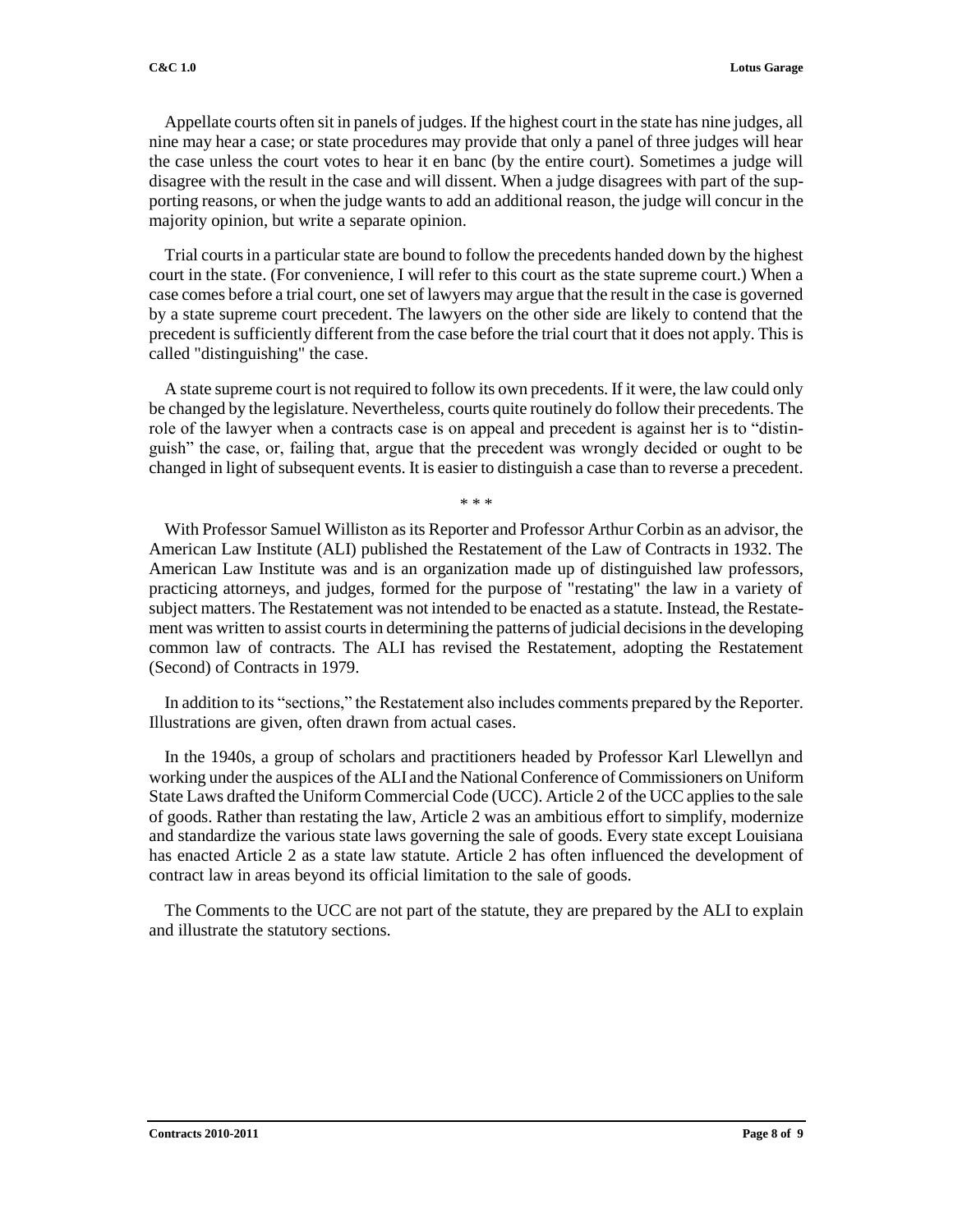Appellate courts often sit in panels of judges. If the highest court in the state has nine judges, all nine may hear a case; or state procedures may provide that only a panel of three judges will hear the case unless the court votes to hear it en banc (by the entire court). Sometimes a judge will disagree with the result in the case and will dissent. When a judge disagrees with part of the supporting reasons, or when the judge wants to add an additional reason, the judge will concur in the majority opinion, but write a separate opinion.

Trial courts in a particular state are bound to follow the precedents handed down by the highest court in the state. (For convenience, I will refer to this court as the state supreme court.) When a case comes before a trial court, one set of lawyers may argue that the result in the case is governed by a state supreme court precedent. The lawyers on the other side are likely to contend that the precedent is sufficiently different from the case before the trial court that it does not apply. This is called "distinguishing" the case.

A state supreme court is not required to follow its own precedents. If it were, the law could only be changed by the legislature. Nevertheless, courts quite routinely do follow their precedents. The role of the lawyer when a contracts case is on appeal and precedent is against her is to "distinguish" the case, or, failing that, argue that the precedent was wrongly decided or ought to be changed in light of subsequent events. It is easier to distinguish a case than to reverse a precedent.

\* \* \*

With Professor Samuel Williston as its Reporter and Professor Arthur Corbin as an advisor, the American Law Institute (ALI) published the Restatement of the Law of Contracts in 1932. The American Law Institute was and is an organization made up of distinguished law professors, practicing attorneys, and judges, formed for the purpose of "restating" the law in a variety of subject matters. The Restatement was not intended to be enacted as a statute. Instead, the Restatement was written to assist courts in determining the patterns of judicial decisions in the developing common law of contracts. The ALI has revised the Restatement, adopting the Restatement (Second) of Contracts in 1979.

In addition to its "sections," the Restatement also includes comments prepared by the Reporter. Illustrations are given, often drawn from actual cases.

In the 1940s, a group of scholars and practitioners headed by Professor Karl Llewellyn and working under the auspices of the ALI and the National Conference of Commissioners on Uniform State Laws drafted the Uniform Commercial Code (UCC). Article 2 of the UCC applies to the sale of goods. Rather than restating the law, Article 2 was an ambitious effort to simplify, modernize and standardize the various state laws governing the sale of goods. Every state except Louisiana has enacted Article 2 as a state law statute. Article 2 has often influenced the development of contract law in areas beyond its official limitation to the sale of goods.

The Comments to the UCC are not part of the statute, they are prepared by the ALI to explain and illustrate the statutory sections.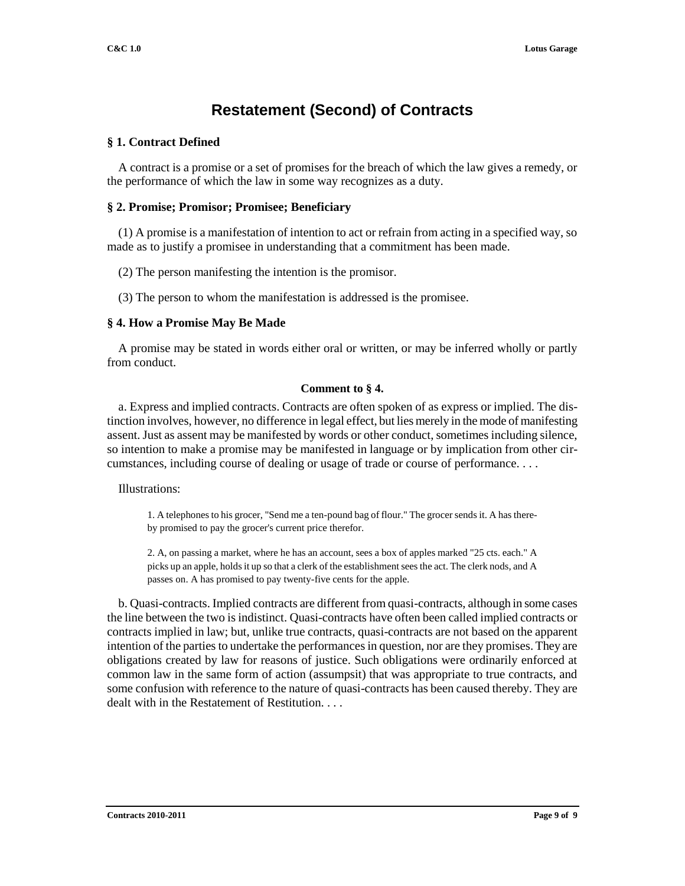# Restatement (Second) of Contracts

### § 1. Contract Defined

A contract is a promise or a set of promises for the breach of which the law gives a remedy, or the performance of which the law in some way recognizes as a duty.

### § 2. Promise; Promisor; Promisee; Beneficiary

(1) A promise is a manifestation of intention to act or refrain from acting in a specified way, so made as to justify a promisee in understanding that a commitment has been made.

(2) The person manifesting the intention is the promisor.

(3) The person to whom the manifestation is addressed is the promisee.

### § 4. How a Promise May Be Made

A promise may be stated in words either oral or written, or may be inferred wholly or partly from conduct.

**Comment to § 4.**

a. Express and implied contracts. Contracts are often spoken of as express or implied. The distinction involves, however, no difference in legal effect, but lies merely in the mode of manifesting assent. Just as assent may be manifested by words or other conduct, sometimes including silence, so intention to make a promise may be manifested in language or by implication from other circumstances, including course of dealing or usage of trade or course of performance. . . .

Illustrations:

> 1. A telephones to his grocer, "Send me a ten-pound bag of flour." The grocer sends it. A has thereby promised to pay the grocer's current price therefor.
>
> 2. A, on passing a market, where he has an account, sees a box of apples marked "25 cts. each." A picks up an apple, holds it up so that a clerk of the establishment sees the act. The clerk nods, and A passes on. A has promised to pay twenty-five cents for the apple.

b. Quasi-contracts. Implied contracts are different from quasi-contracts, although in some cases the line between the two is indistinct. Quasi-contracts have often been called implied contracts or contracts implied in law; but, unlike true contracts, quasi-contracts are not based on the apparent intention of the parties to undertake the performances in question, nor are they promises. They are obligations created by law for reasons of justice. Such obligations were ordinarily enforced at common law in the same form of action (assumpsit) that was appropriate to true contracts, and some confusion with reference to the nature of quasi-contracts has been caused thereby. They are dealt with in the Restatement of Restitution. . . .